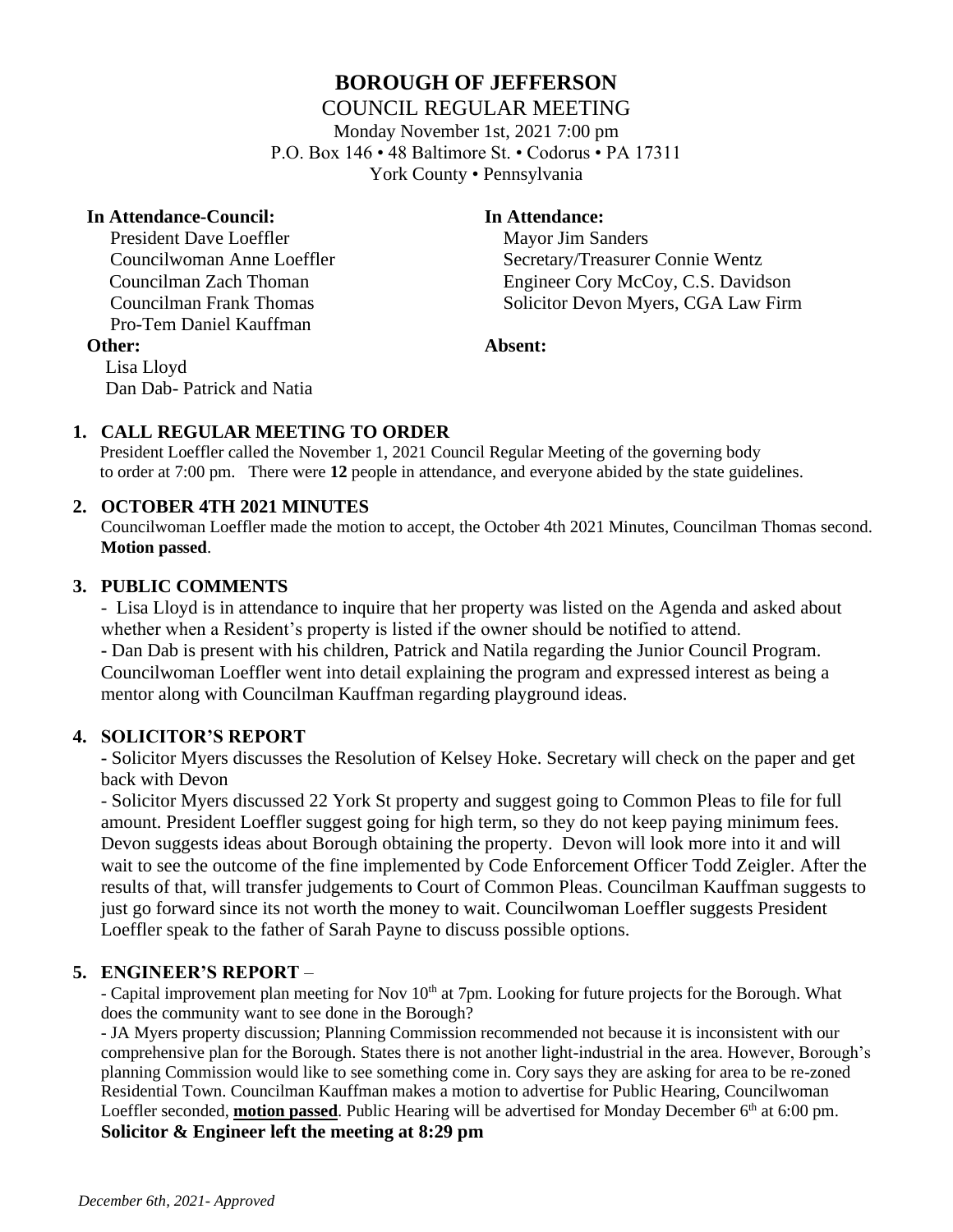# BOROUGH OF JEFFERSON

COUNCIL REGULAR MEETING

Monday November 1st, 2021 7:00 pm

P.O. Box 146 • 48 Baltimore St. • Codorus • PA 17311

York County • Pennsylvania

**In Attendance-Council:**

President Dave Loeffler
Councilwoman Anne Loeffler
Councilman Zach Thoman
Councilman Frank Thomas
Pro-Tem Daniel Kauffman

**In Attendance:**

Mayor Jim Sanders
Secretary/Treasurer Connie Wentz
Engineer Cory McCoy, C.S. Davidson
Solicitor Devon Myers, CGA Law Firm

**Other:**

Lisa Lloyd
Dan Dab- Patrick and Natia

**Absent:**

## 1. CALL REGULAR MEETING TO ORDER

President Loeffler called the November 1, 2021 Council Regular Meeting of the governing body to order at 7:00 pm. There were **12** people in attendance, and everyone abided by the state guidelines.

## 2. OCTOBER 4TH 2021 MINUTES

Councilwoman Loeffler made the motion to accept, the October 4th 2021 Minutes, Councilman Thomas second. **Motion passed**.

## 3. PUBLIC COMMENTS

- Lisa Lloyd is in attendance to inquire that her property was listed on the Agenda and asked about whether when a Resident's property is listed if the owner should be notified to attend.
- Dan Dab is present with his children, Patrick and Natila regarding the Junior Council Program. Councilwoman Loeffler went into detail explaining the program and expressed interest as being a mentor along with Councilman Kauffman regarding playground ideas.

## 4. SOLICITOR'S REPORT

- Solicitor Myers discusses the Resolution of Kelsey Hoke. Secretary will check on the paper and get back with Devon
- Solicitor Myers discussed 22 York St property and suggest going to Common Pleas to file for full amount. President Loeffler suggest going for high term, so they do not keep paying minimum fees. Devon suggests ideas about Borough obtaining the property. Devon will look more into it and will wait to see the outcome of the fine implemented by Code Enforcement Officer Todd Zeigler. After the results of that, will transfer judgements to Court of Common Pleas. Councilman Kauffman suggests to just go forward since its not worth the money to wait. Councilwoman Loeffler suggests President Loeffler speak to the father of Sarah Payne to discuss possible options.

## 5. ENGINEER'S REPORT –

- Capital improvement plan meeting for Nov 10th at 7pm. Looking for future projects for the Borough. What does the community want to see done in the Borough?
- JA Myers property discussion; Planning Commission recommended not because it is inconsistent with our comprehensive plan for the Borough. States there is not another light-industrial in the area. However, Borough's planning Commission would like to see something come in. Cory says they are asking for area to be re-zoned Residential Town. Councilman Kauffman makes a motion to advertise for Public Hearing, Councilwoman Loeffler seconded, **motion passed**. Public Hearing will be advertised for Monday December 6th at 6:00 pm.

**Solicitor & Engineer left the meeting at 8:29 pm**

*December 6th, 2021- Approved*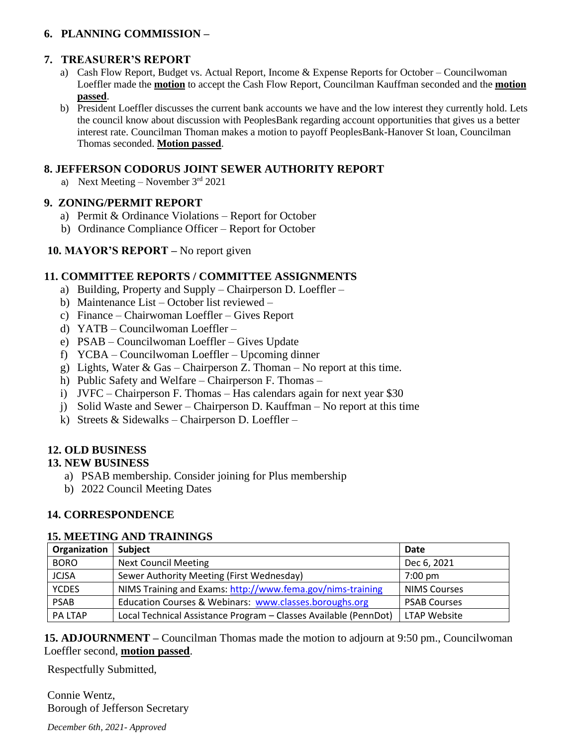## 6. PLANNING COMMISSION –

## 7. TREASURER'S REPORT

a) Cash Flow Report, Budget vs. Actual Report, Income & Expense Reports for October – Councilwoman Loeffler made the **motion** to accept the Cash Flow Report, Councilman Kauffman seconded and the **motion passed**.

b) President Loeffler discusses the current bank accounts we have and the low interest they currently hold. Lets the council know about discussion with PeoplesBank regarding account opportunities that gives us a better interest rate. Councilman Thoman makes a motion to payoff PeoplesBank-Hanover St loan, Councilman Thomas seconded. **Motion passed**.

## 8. JEFFERSON CODORUS JOINT SEWER AUTHORITY REPORT

a) Next Meeting – November 3rd 2021

## 9. ZONING/PERMIT REPORT

a) Permit & Ordinance Violations – Report for October
b) Ordinance Compliance Officer – Report for October

## 10. MAYOR'S REPORT – No report given

## 11. COMMITTEE REPORTS / COMMITTEE ASSIGNMENTS

a) Building, Property and Supply – Chairperson D. Loeffler –
b) Maintenance List – October list reviewed –
c) Finance – Chairwoman Loeffler – Gives Report
d) YATB – Councilwoman Loeffler –
e) PSAB – Councilwoman Loeffler – Gives Update
f) YCBA – Councilwoman Loeffler – Upcoming dinner
g) Lights, Water & Gas – Chairperson Z. Thoman – No report at this time.
h) Public Safety and Welfare – Chairperson F. Thomas –
i) JVFC – Chairperson F. Thomas – Has calendars again for next year $30
j) Solid Waste and Sewer – Chairperson D. Kauffman – No report at this time
k) Streets & Sidewalks – Chairperson D. Loeffler –

## 12. OLD BUSINESS

## 13. NEW BUSINESS

a) PSAB membership. Consider joining for Plus membership
b) 2022 Council Meeting Dates

## 14. CORRESPONDENCE

## 15. MEETING AND TRAININGS

| Organization | Subject | Date |
|---|---|---|
| BORO | Next Council Meeting | Dec 6, 2021 |
| JCJSA | Sewer Authority Meeting (First Wednesday) | 7:00 pm |
| YCDES | NIMS Training and Exams: http://www.fema.gov/nims-training | NIMS Courses |
| PSAB | Education Courses & Webinars: www.classes.boroughs.org | PSAB Courses |
| PA LTAP | Local Technical Assistance Program – Classes Available (PennDot) | LTAP Website |

## 15. ADJOURNMENT – Councilman Thomas made the motion to adjourn at 9:50 pm., Councilwoman Loeffler second, **motion passed**.

Respectfully Submitted,

Connie Wentz,
Borough of Jefferson Secretary

*December 6th, 2021- Approved*